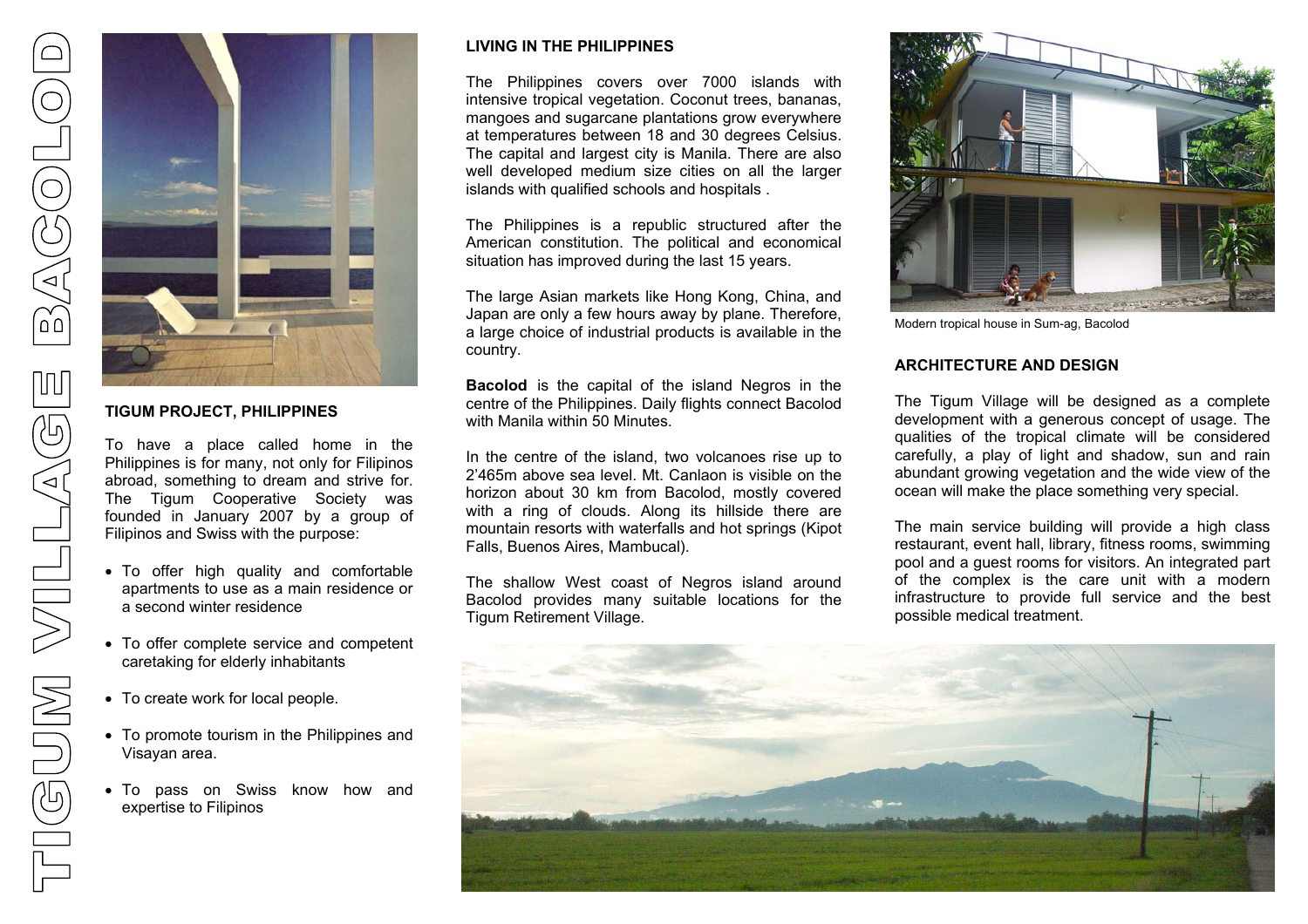# TIGUM VILLAGE BACOLOD

## TIGUM PROJECT, PHILIPPINES

To have a place called home in the Philippines is for many, not only for Filipinos abroad, something to dream and strive for. The Tigum Cooperative Society was founded in January 2007 by a group of Filipinos and Swiss with the purpose:

- To offer high quality and comfortable apartments to use as a main residence or a second winter residence
- To offer complete service and competent caretaking for elderly inhabitants
- To create work for local people.
- To promote tourism in the Philippines and Visayan area.
- To pass on Swiss know how and expertise to Filipinos

## LIVING IN THE PHILIPPINES

The Philippines covers over 7000 islands with intensive tropical vegetation. Coconut trees, bananas, mangoes and sugarcane plantations grow everywhere at temperatures between 18 and 30 degrees Celsius. The capital and largest city is Manila. There are also well developed medium size cities on all the larger islands with qualified schools and hospitals .

The Philippines is a republic structured after the American constitution. The political and economical situation has improved during the last 15 years.

The large Asian markets like Hong Kong, China, and Japan are only a few hours away by plane. Therefore, a large choice of industrial products is available in the country.

**Bacolod** is the capital of the island Negros in the centre of the Philippines. Daily flights connect Bacolod with Manila within 50 Minutes.

In the centre of the island, two volcanoes rise up to 2'465m above sea level. Mt. Canlaon is visible on the horizon about 30 km from Bacolod, mostly covered with a ring of clouds. Along its hillside there are mountain resorts with waterfalls and hot springs (Kipot Falls, Buenos Aires, Mambucal).

The shallow West coast of Negros island around Bacolod provides many suitable locations for the Tigum Retirement Village.

Modern tropical house in Sum-ag, Bacolod

## ARCHITECTURE AND DESIGN

The Tigum Village will be designed as a complete development with a generous concept of usage. The qualities of the tropical climate will be considered carefully, a play of light and shadow, sun and rain abundant growing vegetation and the wide view of the ocean will make the place something very special.

The main service building will provide a high class restaurant, event hall, library, fitness rooms, swimming pool and a guest rooms for visitors. An integrated part of the complex is the care unit with a modern infrastructure to provide full service and the best possible medical treatment.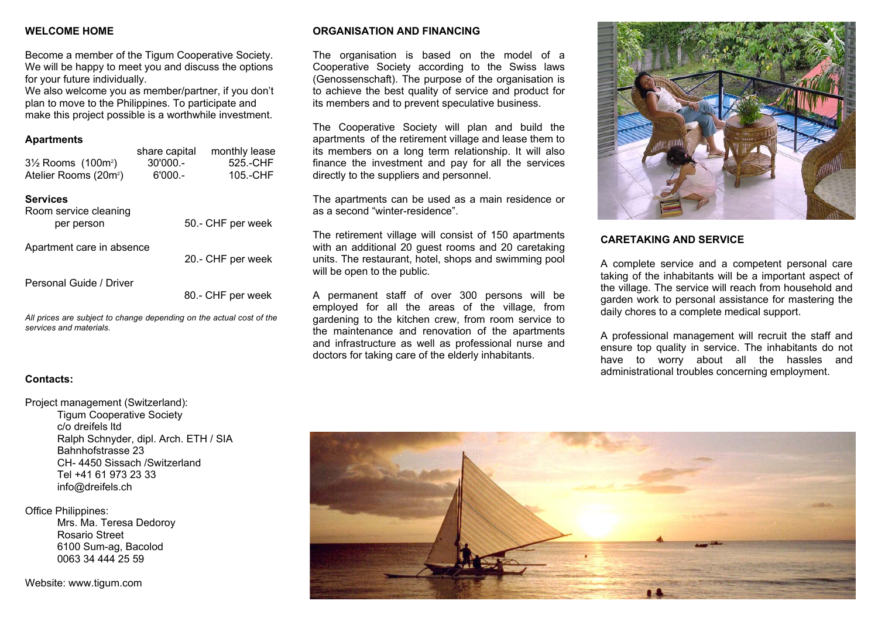## WELCOME HOME

Become a member of the Tigum Cooperative Society. We will be happy to meet you and discuss the options for your future individually.
We also welcome you as member/partner, if you don't plan to move to the Philippines. To participate and make this project possible is a worthwhile investment.

### Apartments

| | share capital | monthly lease |
|---|---|---|
| 3½ Rooms (100m²) | 30'000.- | 525.-CHF |
| Atelier Rooms (20m²) | 6'000.- | 105.-CHF |

### Services

| | |
|---|---|
| Room service cleaning per person | 50.- CHF per week |
| Apartment care in absence | 20.- CHF per week |
| Personal Guide / Driver | 80.- CHF per week |

*All prices are subject to change depending on the actual cost of the services and materials.*

**Contacts:**

Project management (Switzerland):
Tigum Cooperative Society
c/o dreifels ltd
Ralph Schnyder, dipl. Arch. ETH / SIA
Bahnhofstrasse 23
CH- 4450 Sissach /Switzerland
Tel +41 61 973 23 33
info@dreifels.ch

Office Philippines:
Mrs. Ma. Teresa Dedoroy
Rosario Street
6100 Sum-ag, Bacolod
0063 34 444 25 59

Website: www.tigum.com

## ORGANISATION AND FINANCING

The organisation is based on the model of a Cooperative Society according to the Swiss laws (Genossenschaft). The purpose of the organisation is to achieve the best quality of service and product for its members and to prevent speculative business.

The Cooperative Society will plan and build the apartments of the retirement village and lease them to its members on a long term relationship. It will also finance the investment and pay for all the services directly to the suppliers and personnel.

The apartments can be used as a main residence or as a second "winter-residence".

The retirement village will consist of 150 apartments with an additional 20 guest rooms and 20 caretaking units. The restaurant, hotel, shops and swimming pool will be open to the public.

A permanent staff of over 300 persons will be employed for all the areas of the village, from gardening to the kitchen crew, from room service to the maintenance and renovation of the apartments and infrastructure as well as professional nurse and doctors for taking care of the elderly inhabitants.

## CARETAKING AND SERVICE

A complete service and a competent personal care taking of the inhabitants will be a important aspect of the village. The service will reach from household and garden work to personal assistance for mastering the daily chores to a complete medical support.

A professional management will recruit the staff and ensure top quality in service. The inhabitants do not have to worry about all the hassles and administrational troubles concerning employment.